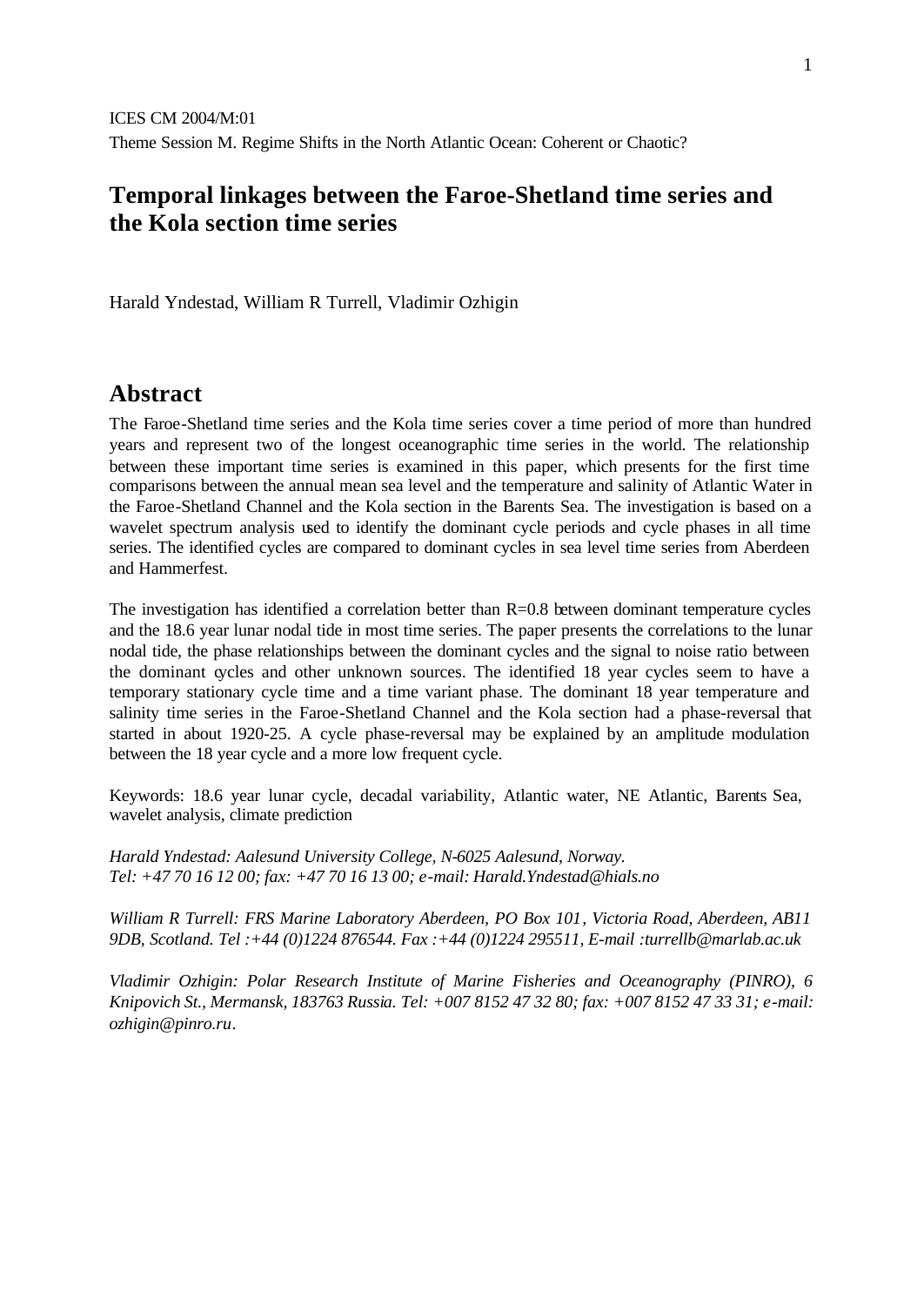ICES CM 2004/M:01

Theme Session M. Regime Shifts in the North Atlantic Ocean: Coherent or Chaotic?

# Temporal linkages between the Faroe-Shetland time series and the Kola section time series

Harald Yndestad, William R Turrell, Vladimir Ozhigin

## Abstract

The Faroe-Shetland time series and the Kola time series cover a time period of more than hundred years and represent two of the longest oceanographic time series in the world. The relationship between these important time series is examined in this paper, which presents for the first time comparisons between the annual mean sea level and the temperature and salinity of Atlantic Water in the Faroe-Shetland Channel and the Kola section in the Barents Sea. The investigation is based on a wavelet spectrum analysis used to identify the dominant cycle periods and cycle phases in all time series. The identified cycles are compared to dominant cycles in sea level time series from Aberdeen and Hammerfest.

The investigation has identified a correlation better than R=0.8 between dominant temperature cycles and the 18.6 year lunar nodal tide in most time series. The paper presents the correlations to the lunar nodal tide, the phase relationships between the dominant cycles and the signal to noise ratio between the dominant cycles and other unknown sources. The identified 18 year cycles seem to have a temporary stationary cycle time and a time variant phase. The dominant 18 year temperature and salinity time series in the Faroe-Shetland Channel and the Kola section had a phase-reversal that started in about 1920-25. A cycle phase-reversal may be explained by an amplitude modulation between the 18 year cycle and a more low frequent cycle.

Keywords: 18.6 year lunar cycle, decadal variability, Atlantic water, NE Atlantic, Barents Sea, wavelet analysis, climate prediction

*Harald Yndestad: Aalesund University College, N-6025 Aalesund, Norway. Tel: +47 70 16 12 00; fax: +47 70 16 13 00; e-mail: Harald.Yndestad@hials.no*

*William R Turrell: FRS Marine Laboratory Aberdeen, PO Box 101, Victoria Road, Aberdeen, AB11 9DB, Scotland. Tel :+44 (0)1224 876544. Fax :+44 (0)1224 295511, E-mail :turrellb@marlab.ac.uk*

*Vladimir Ozhigin: Polar Research Institute of Marine Fisheries and Oceanography (PINRO), 6 Knipovich St., Mermansk, 183763 Russia. Tel: +007 8152 47 32 80; fax: +007 8152 47 33 31; e-mail: ozhigin@pinro.ru.*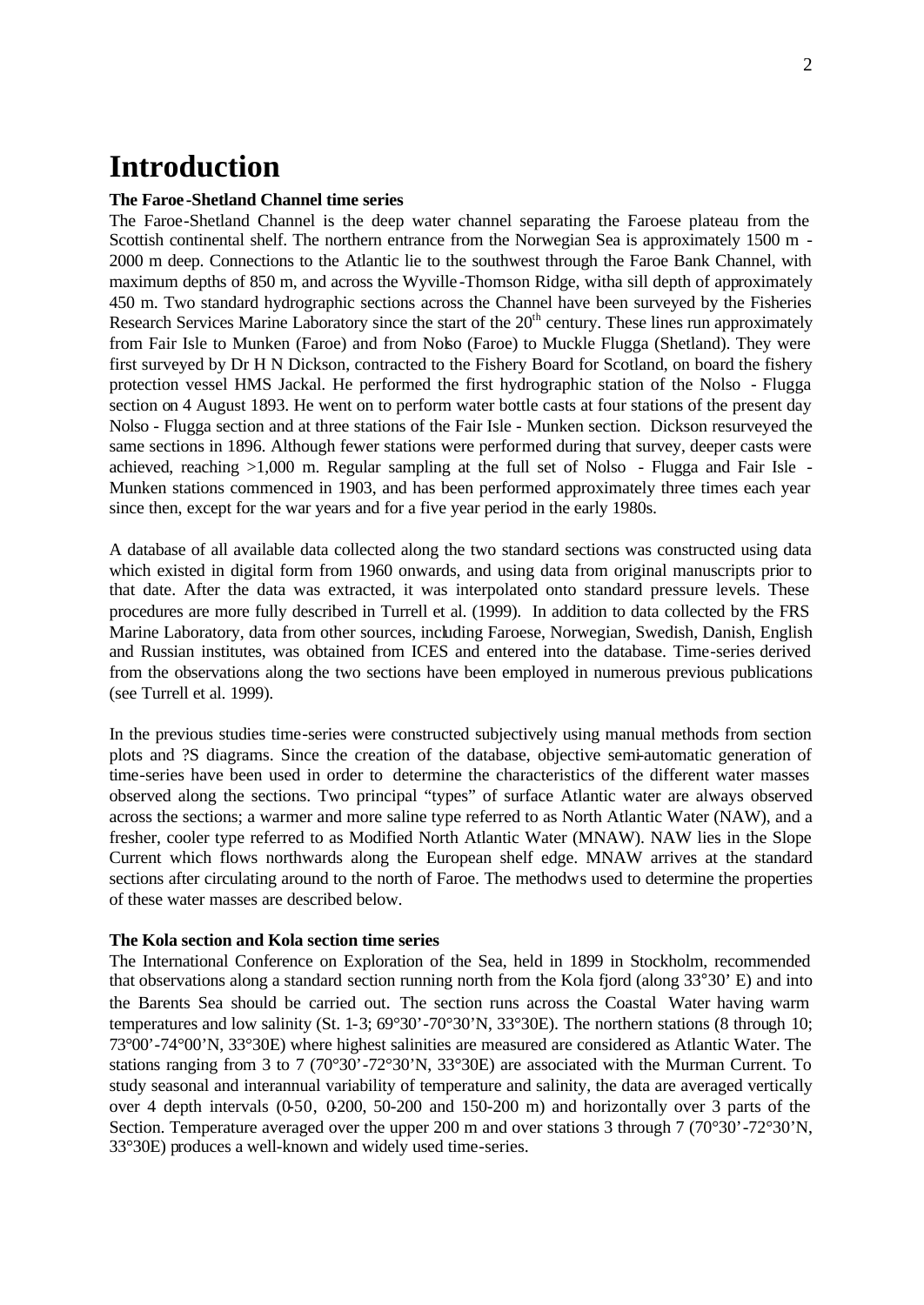# Introduction

**The Faroe-Shetland Channel time series**

The Faroe-Shetland Channel is the deep water channel separating the Faroese plateau from the Scottish continental shelf. The northern entrance from the Norwegian Sea is approximately 1500 m - 2000 m deep. Connections to the Atlantic lie to the southwest through the Faroe Bank Channel, with maximum depths of 850 m, and across the Wyville-Thomson Ridge, witha sill depth of approximately 450 m. Two standard hydrographic sections across the Channel have been surveyed by the Fisheries Research Services Marine Laboratory since the start of the 20th century. These lines run approximately from Fair Isle to Munken (Faroe) and from Nolso (Faroe) to Muckle Flugga (Shetland). They were first surveyed by Dr H N Dickson, contracted to the Fishery Board for Scotland, on board the fishery protection vessel HMS Jackal. He performed the first hydrographic station of the Nolso - Flugga section on 4 August 1893. He went on to perform water bottle casts at four stations of the present day Nolso - Flugga section and at three stations of the Fair Isle - Munken section. Dickson resurveyed the same sections in 1896. Although fewer stations were performed during that survey, deeper casts were achieved, reaching >1,000 m. Regular sampling at the full set of Nolso - Flugga and Fair Isle - Munken stations commenced in 1903, and has been performed approximately three times each year since then, except for the war years and for a five year period in the early 1980s.

A database of all available data collected along the two standard sections was constructed using data which existed in digital form from 1960 onwards, and using data from original manuscripts prior to that date. After the data was extracted, it was interpolated onto standard pressure levels. These procedures are more fully described in Turrell et al. (1999). In addition to data collected by the FRS Marine Laboratory, data from other sources, including Faroese, Norwegian, Swedish, Danish, English and Russian institutes, was obtained from ICES and entered into the database. Time-series derived from the observations along the two sections have been employed in numerous previous publications (see Turrell et al. 1999).

In the previous studies time-series were constructed subjectively using manual methods from section plots and ?S diagrams. Since the creation of the database, objective semi-automatic generation of time-series have been used in order to determine the characteristics of the different water masses observed along the sections. Two principal "types" of surface Atlantic water are always observed across the sections; a warmer and more saline type referred to as North Atlantic Water (NAW), and a fresher, cooler type referred to as Modified North Atlantic Water (MNAW). NAW lies in the Slope Current which flows northwards along the European shelf edge. MNAW arrives at the standard sections after circulating around to the north of Faroe. The methodws used to determine the properties of these water masses are described below.

**The Kola section and Kola section time series**

The International Conference on Exploration of the Sea, held in 1899 in Stockholm, recommended that observations along a standard section running north from the Kola fjord (along 33°30' E) and into the Barents Sea should be carried out. The section runs across the Coastal Water having warm temperatures and low salinity (St. 1-3; 69°30'-70°30'N, 33°30E). The northern stations (8 through 10; 73°00'-74°00'N, 33°30E) where highest salinities are measured are considered as Atlantic Water. The stations ranging from 3 to 7 (70°30'-72°30'N, 33°30E) are associated with the Murman Current. To study seasonal and interannual variability of temperature and salinity, the data are averaged vertically over 4 depth intervals (0-50, 0-200, 50-200 and 150-200 m) and horizontally over 3 parts of the Section. Temperature averaged over the upper 200 m and over stations 3 through 7 (70°30'-72°30'N, 33°30E) produces a well-known and widely used time-series.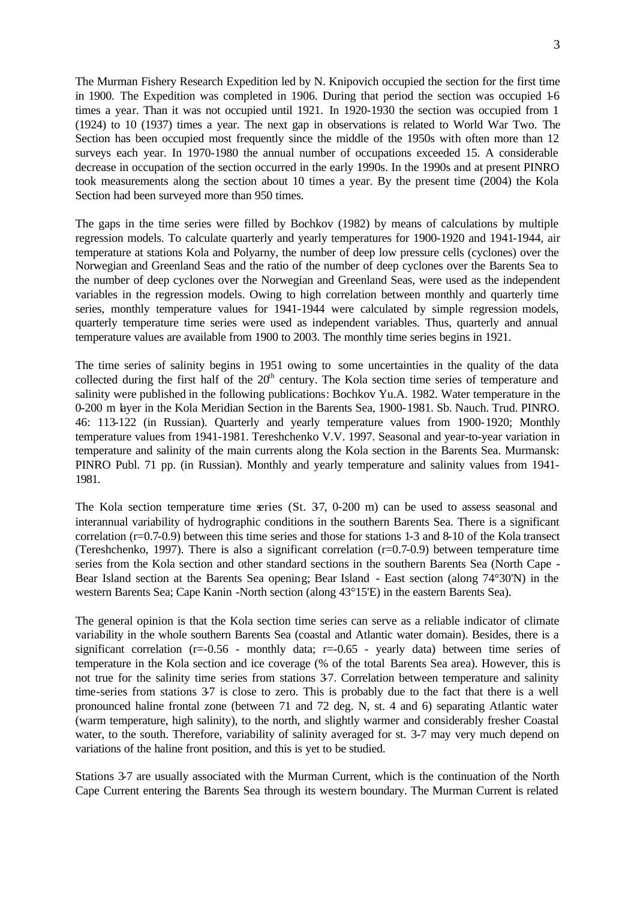The Murman Fishery Research Expedition led by N. Knipovich occupied the section for the first time in 1900. The Expedition was completed in 1906. During that period the section was occupied 1-6 times a year. Than it was not occupied until 1921. In 1920-1930 the section was occupied from 1 (1924) to 10 (1937) times a year. The next gap in observations is related to World War Two. The Section has been occupied most frequently since the middle of the 1950s with often more than 12 surveys each year. In 1970-1980 the annual number of occupations exceeded 15. A considerable decrease in occupation of the section occurred in the early 1990s. In the 1990s and at present PINRO took measurements along the section about 10 times a year. By the present time (2004) the Kola Section had been surveyed more than 950 times.

The gaps in the time series were filled by Bochkov (1982) by means of calculations by multiple regression models. To calculate quarterly and yearly temperatures for 1900-1920 and 1941-1944, air temperature at stations Kola and Polyarny, the number of deep low pressure cells (cyclones) over the Norwegian and Greenland Seas and the ratio of the number of deep cyclones over the Barents Sea to the number of deep cyclones over the Norwegian and Greenland Seas, were used as the independent variables in the regression models. Owing to high correlation between monthly and quarterly time series, monthly temperature values for 1941-1944 were calculated by simple regression models, quarterly temperature time series were used as independent variables. Thus, quarterly and annual temperature values are available from 1900 to 2003. The monthly time series begins in 1921.

The time series of salinity begins in 1951 owing to some uncertainties in the quality of the data collected during the first half of the 20th century. The Kola section time series of temperature and salinity were published in the following publications: Bochkov Yu.A. 1982. Water temperature in the 0-200 m layer in the Kola Meridian Section in the Barents Sea, 1900-1981. Sb. Nauch. Trud. PINRO. 46: 113-122 (in Russian). Quarterly and yearly temperature values from 1900-1920; Monthly temperature values from 1941-1981. Tereshchenko V.V. 1997. Seasonal and year-to-year variation in temperature and salinity of the main currents along the Kola section in the Barents Sea. Murmansk: PINRO Publ. 71 pp. (in Russian). Monthly and yearly temperature and salinity values from 1941-1981.

The Kola section temperature time series (St. 3-7, 0-200 m) can be used to assess seasonal and interannual variability of hydrographic conditions in the southern Barents Sea. There is a significant correlation (r=0.7-0.9) between this time series and those for stations 1-3 and 8-10 of the Kola transect (Tereshchenko, 1997). There is also a significant correlation (r=0.7-0.9) between temperature time series from the Kola section and other standard sections in the southern Barents Sea (North Cape - Bear Island section at the Barents Sea opening; Bear Island - East section (along 74°30'N) in the western Barents Sea; Cape Kanin -North section (along 43°15'E) in the eastern Barents Sea).

The general opinion is that the Kola section time series can serve as a reliable indicator of climate variability in the whole southern Barents Sea (coastal and Atlantic water domain). Besides, there is a significant correlation (r=-0.56 - monthly data; r=-0.65 - yearly data) between time series of temperature in the Kola section and ice coverage (% of the total Barents Sea area). However, this is not true for the salinity time series from stations 3-7. Correlation between temperature and salinity time-series from stations 3-7 is close to zero. This is probably due to the fact that there is a well pronounced haline frontal zone (between 71 and 72 deg. N, st. 4 and 6) separating Atlantic water (warm temperature, high salinity), to the north, and slightly warmer and considerably fresher Coastal water, to the south. Therefore, variability of salinity averaged for st. 3-7 may very much depend on variations of the haline front position, and this is yet to be studied.

Stations 3-7 are usually associated with the Murman Current, which is the continuation of the North Cape Current entering the Barents Sea through its western boundary. The Murman Current is related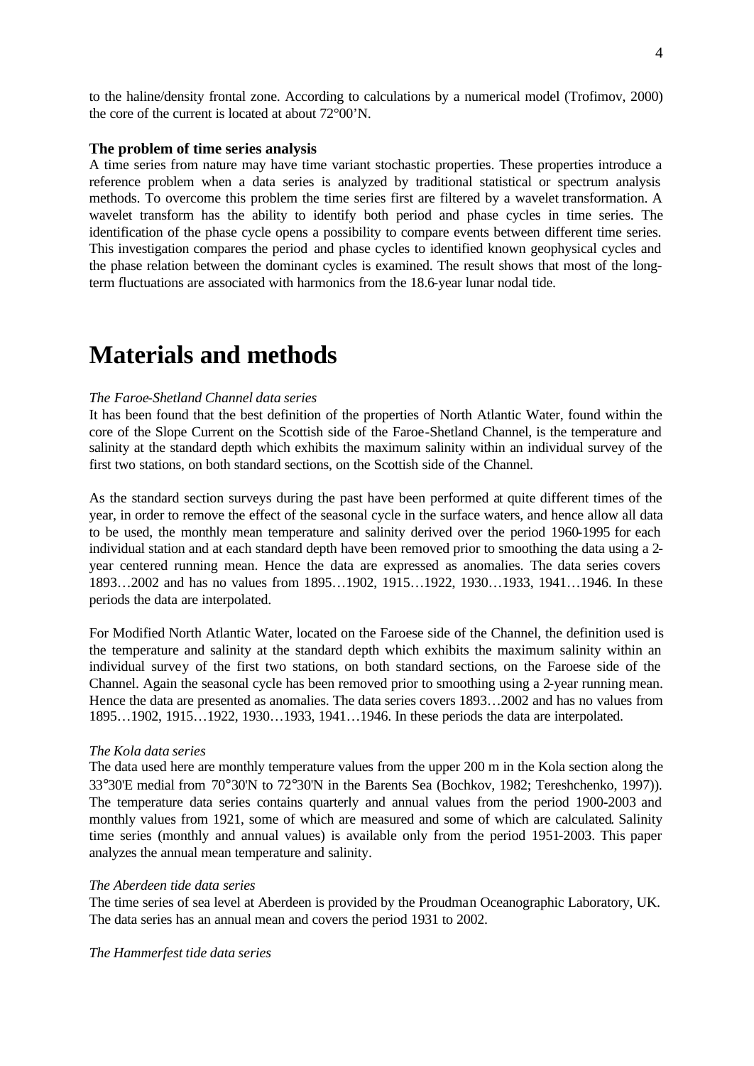to the haline/density frontal zone. According to calculations by a numerical model (Trofimov, 2000) the core of the current is located at about 72°00'N.

### The problem of time series analysis

A time series from nature may have time variant stochastic properties. These properties introduce a reference problem when a data series is analyzed by traditional statistical or spectrum analysis methods. To overcome this problem the time series first are filtered by a wavelet transformation. A wavelet transform has the ability to identify both period and phase cycles in time series. The identification of the phase cycle opens a possibility to compare events between different time series. This investigation compares the period and phase cycles to identified known geophysical cycles and the phase relation between the dominant cycles is examined. The result shows that most of the long-term fluctuations are associated with harmonics from the 18.6-year lunar nodal tide.

# Materials and methods

*The Faroe-Shetland Channel data series*

It has been found that the best definition of the properties of North Atlantic Water, found within the core of the Slope Current on the Scottish side of the Faroe-Shetland Channel, is the temperature and salinity at the standard depth which exhibits the maximum salinity within an individual survey of the first two stations, on both standard sections, on the Scottish side of the Channel.

As the standard section surveys during the past have been performed at quite different times of the year, in order to remove the effect of the seasonal cycle in the surface waters, and hence allow all data to be used, the monthly mean temperature and salinity derived over the period 1960-1995 for each individual station and at each standard depth have been removed prior to smoothing the data using a 2-year centered running mean. Hence the data are expressed as anomalies. The data series covers 1893…2002 and has no values from 1895…1902, 1915…1922, 1930…1933, 1941…1946. In these periods the data are interpolated.

For Modified North Atlantic Water, located on the Faroese side of the Channel, the definition used is the temperature and salinity at the standard depth which exhibits the maximum salinity within an individual survey of the first two stations, on both standard sections, on the Faroese side of the Channel. Again the seasonal cycle has been removed prior to smoothing using a 2-year running mean. Hence the data are presented as anomalies. The data series covers 1893…2002 and has no values from 1895…1902, 1915…1922, 1930…1933, 1941…1946. In these periods the data are interpolated.

*The Kola data series*

The data used here are monthly temperature values from the upper 200 m in the Kola section along the 33°30'E medial from 70°30'N to 72°30'N in the Barents Sea (Bochkov, 1982; Tereshchenko, 1997)). The temperature data series contains quarterly and annual values from the period 1900-2003 and monthly values from 1921, some of which are measured and some of which are calculated. Salinity time series (monthly and annual values) is available only from the period 1951-2003. This paper analyzes the annual mean temperature and salinity.

*The Aberdeen tide data series*

The time series of sea level at Aberdeen is provided by the Proudman Oceanographic Laboratory, UK. The data series has an annual mean and covers the period 1931 to 2002.

*The Hammerfest tide data series*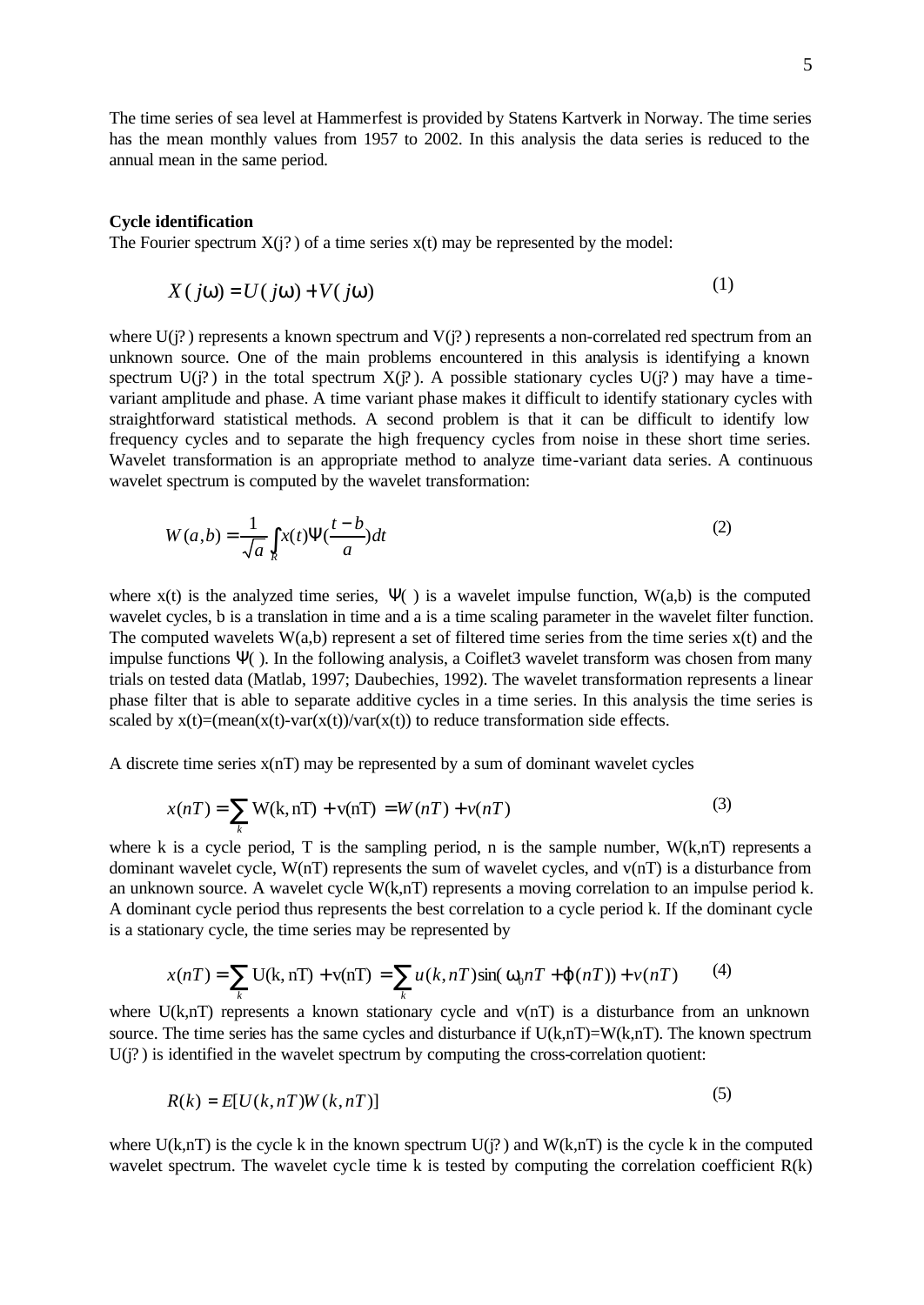The time series of sea level at Hammerfest is provided by Statens Kartverk in Norway. The time series has the mean monthly values from 1957 to 2002. In this analysis the data series is reduced to the annual mean in the same period.

**Cycle identification**

The Fourier spectrum X(j?) of a time series x(t) may be represented by the model:

$$X(j\omega) = U(j\omega) + V(j\omega) \tag{1}$$

where U(j?) represents a known spectrum and V(j?) represents a non-correlated red spectrum from an unknown source. One of the main problems encountered in this analysis is identifying a known spectrum U(j?) in the total spectrum X(j?). A possible stationary cycles U(j?) may have a time-variant amplitude and phase. A time variant phase makes it difficult to identify stationary cycles with straightforward statistical methods. A second problem is that it can be difficult to identify low frequency cycles and to separate the high frequency cycles from noise in these short time series. Wavelet transformation is an appropriate method to analyze time-variant data series. A continuous wavelet spectrum is computed by the wavelet transformation:

$$W(a,b) = \frac{1}{\sqrt{a}} \int_R x(t) \Psi\left(\frac{t-b}{a}\right) dt \tag{2}$$

where x(t) is the analyzed time series, $\Psi(\ )$ is a wavelet impulse function, W(a,b) is the computed wavelet cycles, b is a translation in time and a is a time scaling parameter in the wavelet filter function. The computed wavelets W(a,b) represent a set of filtered time series from the time series x(t) and the impulse functions $\Psi(\ )$. In the following analysis, a Coiflet3 wavelet transform was chosen from many trials on tested data (Matlab, 1997; Daubechies, 1992). The wavelet transformation represents a linear phase filter that is able to separate additive cycles in a time series. In this analysis the time series is scaled by x(t)=(mean(x(t)-var(x(t))/var(x(t)) to reduce transformation side effects.

A discrete time series x(nT) may be represented by a sum of dominant wavelet cycles

$$x(nT) = \sum_k \mathrm{W(k, nT)} + \mathrm{v(nT)} = W(nT) + v(nT) \tag{3}$$

where k is a cycle period, T is the sampling period, n is the sample number, W(k,nT) represents a dominant wavelet cycle, W(nT) represents the sum of wavelet cycles, and v(nT) is a disturbance from an unknown source. A wavelet cycle W(k,nT) represents a moving correlation to an impulse period k. A dominant cycle period thus represents the best correlation to a cycle period k. If the dominant cycle is a stationary cycle, the time series may be represented by

$$x(nT) = \sum_k \mathrm{U(k, nT)} + \mathrm{v(nT)} = \sum_k u(k,nT)\sin(\omega_0 nT + \varphi(nT)) + v(nT) \tag{4}$$

where U(k,nT) represents a known stationary cycle and v(nT) is a disturbance from an unknown source. The time series has the same cycles and disturbance if U(k,nT)=W(k,nT). The known spectrum U(j?) is identified in the wavelet spectrum by computing the cross-correlation quotient:

$$R(k) = E[U(k,nT)W(k,nT)] \tag{5}$$

where U(k,nT) is the cycle k in the known spectrum U(j?) and W(k,nT) is the cycle k in the computed wavelet spectrum. The wavelet cycle time k is tested by computing the correlation coefficient R(k)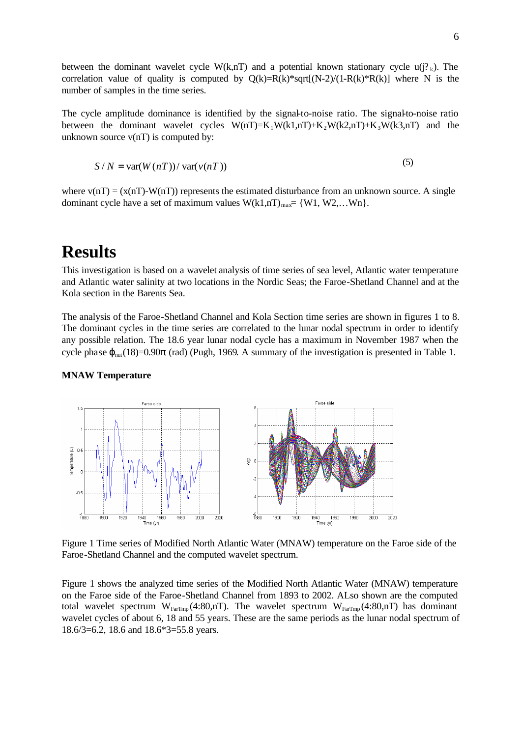between the dominant wavelet cycle W(k,nT) and a potential known stationary cycle u(j? $_k$). The correlation value of quality is computed by Q(k)=R(k)*sqrt[(N-2)/(1-R(k)*R(k)] where N is the number of samples in the time series.

The cycle amplitude dominance is identified by the signal-to-noise ratio. The signal-to-noise ratio between the dominant wavelet cycles $W(nT)=K_1W(k1,nT)+K_2W(k2,nT)+K_3W(k3,nT)$ and the unknown source v(nT) is computed by:

$$S / N = \mathrm{var}(W(nT)) / \mathrm{var}(v(nT)) \tag{5}$$

where v(nT) = (x(nT)-W(nT)) represents the estimated disturbance from an unknown source. A single dominant cycle have a set of maximum values $W(k1,nT)_{max}$= {W1, W2,…Wn}.

# Results

This investigation is based on a wavelet analysis of time series of sea level, Atlantic water temperature and Atlantic water salinity at two locations in the Nordic Seas; the Faroe-Shetland Channel and at the Kola section in the Barents Sea.

The analysis of the Faroe-Shetland Channel and Kola Section time series are shown in figures 1 to 8. The dominant cycles in the time series are correlated to the lunar nodal spectrum in order to identify any possible relation. The 18.6 year lunar nodal cycle has a maximum in November 1987 when the cycle phase $\varphi_{nut}(18)=0.90\pi$ (rad) (Pugh, 1969. A summary of the investigation is presented in Table 1.

### MNAW Temperature

Figure 1 Time series of Modified North Atlantic Water (MNAW) temperature on the Faroe side of the Faroe-Shetland Channel and the computed wavelet spectrum.

Figure 1 shows the analyzed time series of the Modified North Atlantic Water (MNAW) temperature on the Faroe side of the Faroe-Shetland Channel from 1893 to 2002. ALso shown are the computed total wavelet spectrum $W_{FarTmp}(4:80,nT)$. The wavelet spectrum $W_{FarTmp}(4:80,nT)$ has dominant wavelet cycles of about 6, 18 and 55 years. These are the same periods as the lunar nodal spectrum of 18.6/3=6.2, 18.6 and 18.6*3=55.8 years.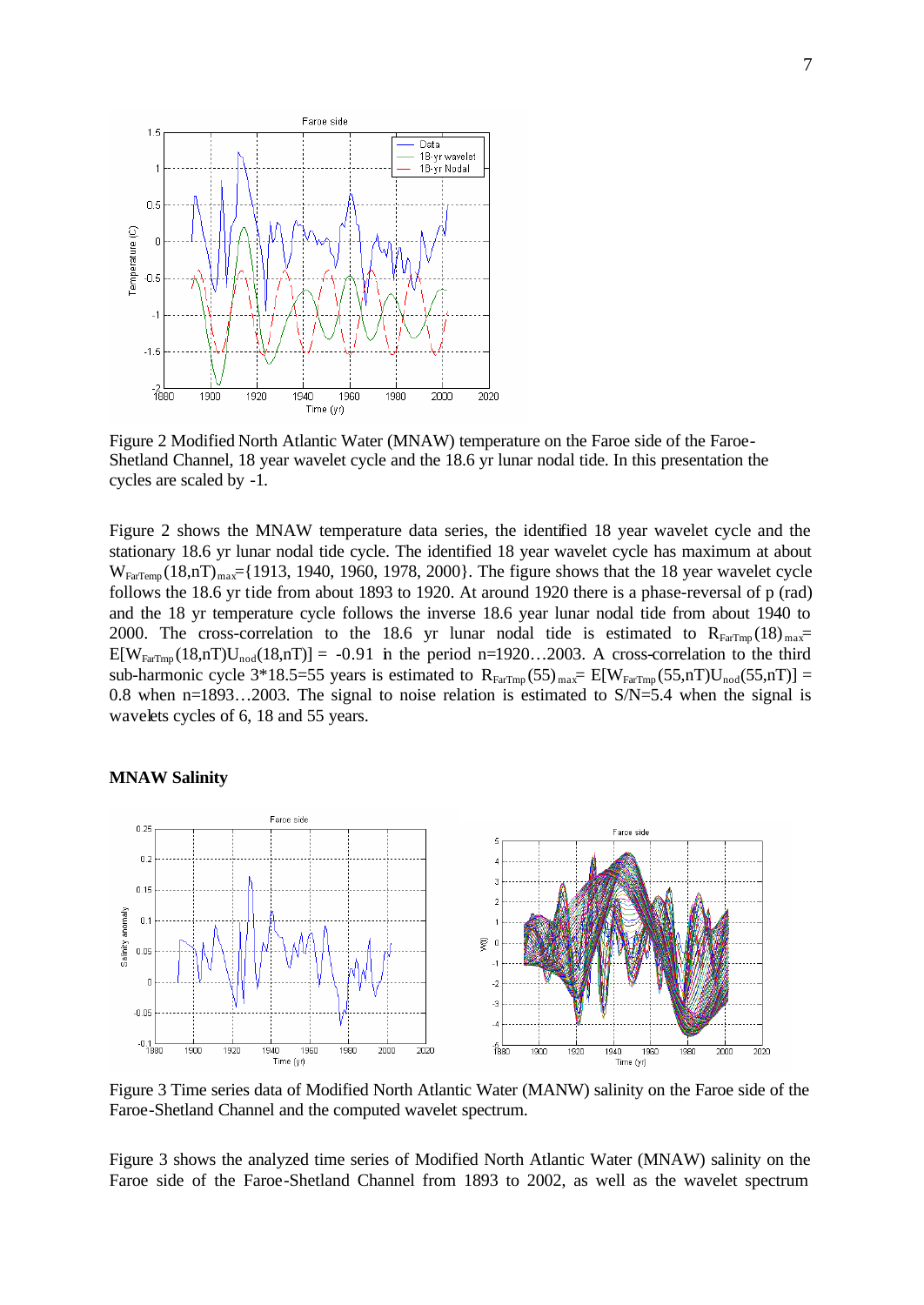Figure 2 Modified North Atlantic Water (MNAW) temperature on the Faroe side of the Faroe-Shetland Channel, 18 year wavelet cycle and the 18.6 yr lunar nodal tide. In this presentation the cycles are scaled by -1.

Figure 2 shows the MNAW temperature data series, the identified 18 year wavelet cycle and the stationary 18.6 yr lunar nodal tide cycle. The identified 18 year wavelet cycle has maximum at about $W_{FarTemp}(18,nT)_{max}$={1913, 1940, 1960, 1978, 2000}. The figure shows that the 18 year wavelet cycle follows the 18.6 yr tide from about 1893 to 1920. At around 1920 there is a phase-reversal of p (rad) and the 18 yr temperature cycle follows the inverse 18.6 year lunar nodal tide from about 1940 to 2000. The cross-correlation to the 18.6 yr lunar nodal tide is estimated to $R_{FarTmp}(18)_{max}$= $E[W_{FarTmp}(18,nT)U_{nod}(18,nT)]$ = -0.91 in the period n=1920…2003. A cross-correlation to the third sub-harmonic cycle 3*18.5=55 years is estimated to $R_{FarTmp}(55)_{max}$= $E[W_{FarTmp}(55,nT)U_{nod}(55,nT)]$ = 0.8 when n=1893…2003. The signal to noise relation is estimated to S/N=5.4 when the signal is wavelets cycles of 6, 18 and 55 years.

**MNAW Salinity**

Figure 3 Time series data of Modified North Atlantic Water (MANW) salinity on the Faroe side of the Faroe-Shetland Channel and the computed wavelet spectrum.

Figure 3 shows the analyzed time series of Modified North Atlantic Water (MNAW) salinity on the Faroe side of the Faroe-Shetland Channel from 1893 to 2002, as well as the wavelet spectrum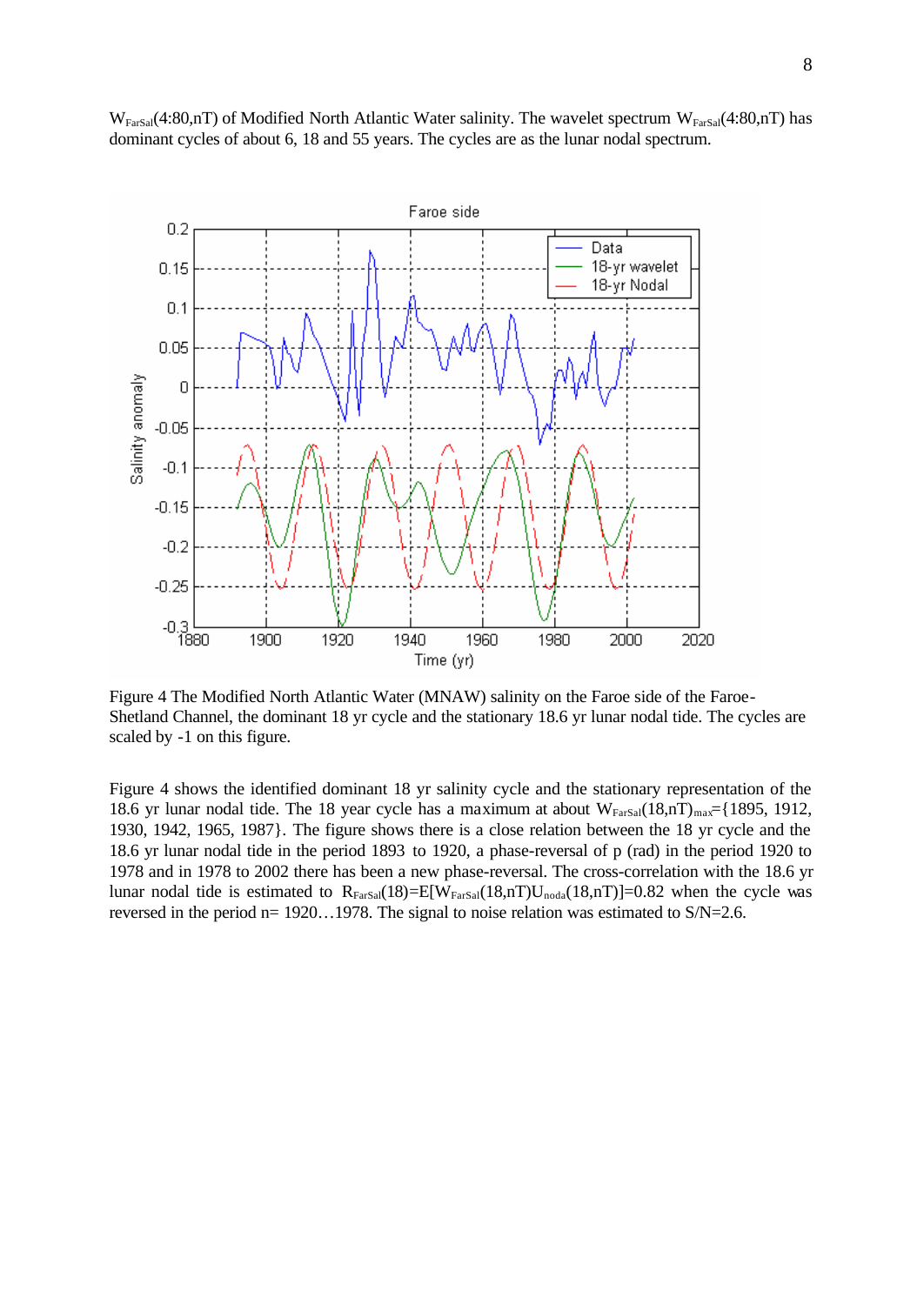$W_{FarSal}(4{:}80,nT)$ of Modified North Atlantic Water salinity. The wavelet spectrum $W_{FarSal}(4{:}80,nT)$ has dominant cycles of about 6, 18 and 55 years. The cycles are as the lunar nodal spectrum.

Figure 4 The Modified North Atlantic Water (MNAW) salinity on the Faroe side of the Faroe-Shetland Channel, the dominant 18 yr cycle and the stationary 18.6 yr lunar nodal tide. The cycles are scaled by -1 on this figure.

Figure 4 shows the identified dominant 18 yr salinity cycle and the stationary representation of the 18.6 yr lunar nodal tide. The 18 year cycle has a maximum at about $W_{FarSal}(18,nT)_{max}$={1895, 1912, 1930, 1942, 1965, 1987}. The figure shows there is a close relation between the 18 yr cycle and the 18.6 yr lunar nodal tide in the period 1893 to 1920, a phase-reversal of p (rad) in the period 1920 to 1978 and in 1978 to 2002 there has been a new phase-reversal. The cross-correlation with the 18.6 yr lunar nodal tide is estimated to $R_{FarSal}(18)=E[W_{FarSal}(18,nT)U_{noda}(18,nT)]=0.82$ when the cycle was reversed in the period n= 1920…1978. The signal to noise relation was estimated to S/N=2.6.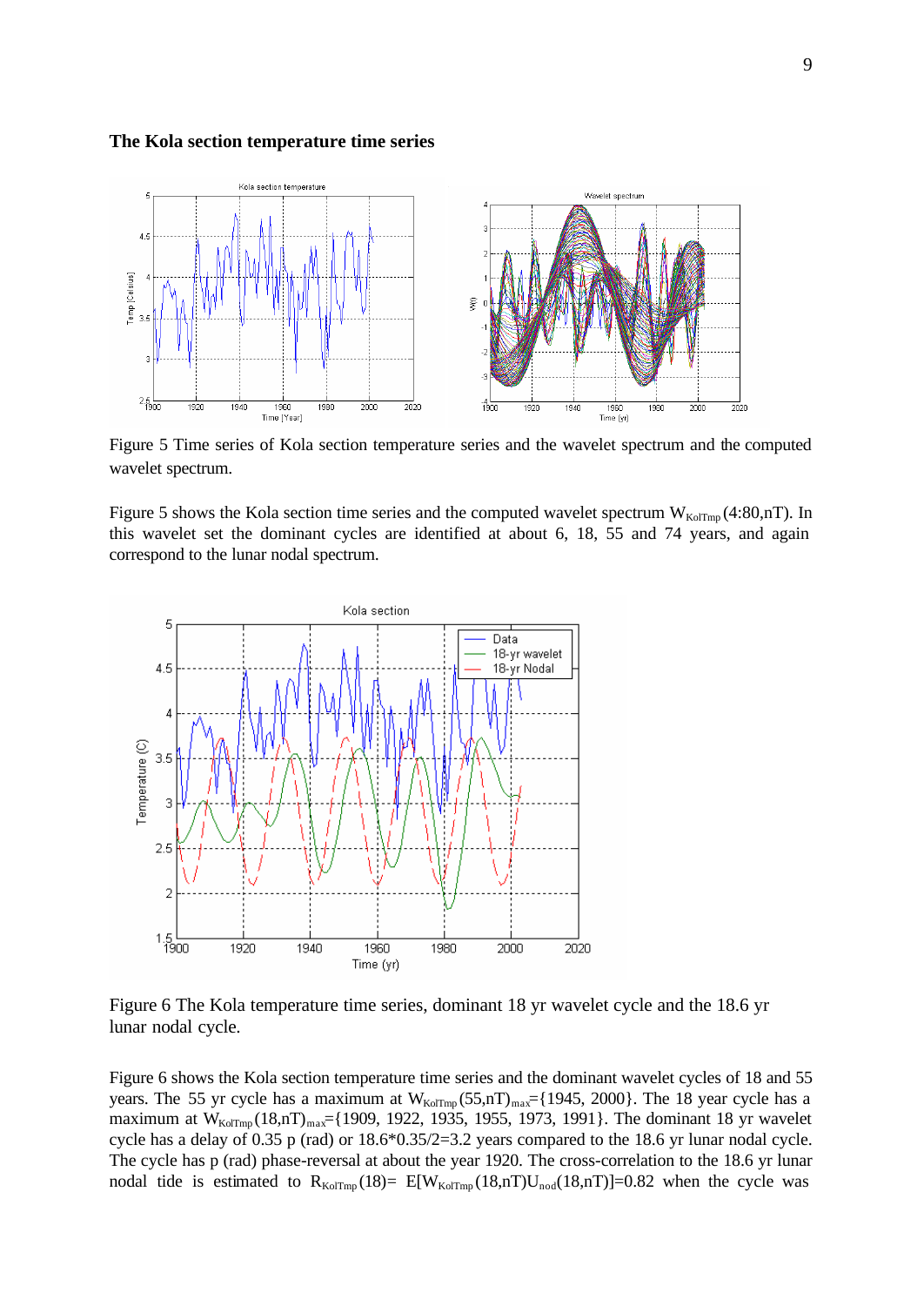**The Kola section temperature time series**

Figure 5 Time series of Kola section temperature series and the wavelet spectrum and the computed wavelet spectrum.

Figure 5 shows the Kola section time series and the computed wavelet spectrum $W_{KolTmp}(4{:}80,nT)$. In this wavelet set the dominant cycles are identified at about 6, 18, 55 and 74 years, and again correspond to the lunar nodal spectrum.

Figure 6 The Kola temperature time series, dominant 18 yr wavelet cycle and the 18.6 yr lunar nodal cycle.

Figure 6 shows the Kola section temperature time series and the dominant wavelet cycles of 18 and 55 years. The 55 yr cycle has a maximum at $W_{KolTmp}(55,nT)_{max}$={1945, 2000}. The 18 year cycle has a maximum at $W_{KolTmp}(18,nT)_{max}$={1909, 1922, 1935, 1955, 1973, 1991}. The dominant 18 yr wavelet cycle has a delay of 0.35 p (rad) or 18.6*0.35/2=3.2 years compared to the 18.6 yr lunar nodal cycle. The cycle has p (rad) phase-reversal at about the year 1920. The cross-correlation to the 18.6 yr lunar nodal tide is estimated to $R_{KolTmp}(18)= E[W_{KolTmp}(18,nT)U_{nod}(18,nT)]=0.82$ when the cycle was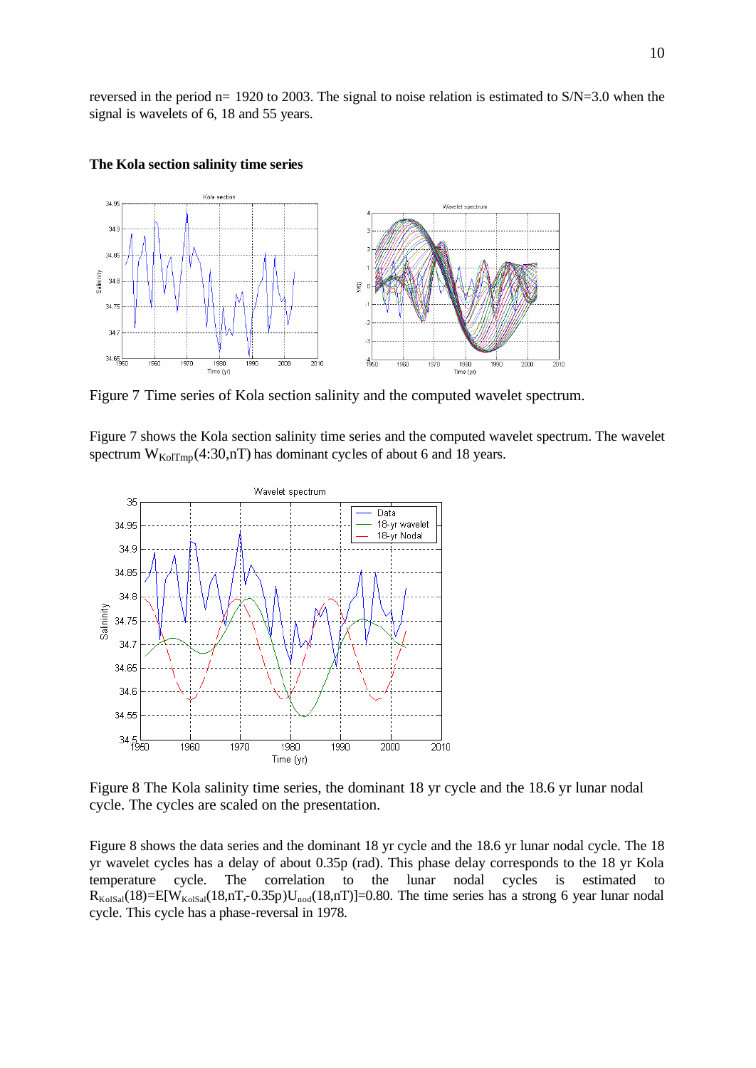reversed in the period n= 1920 to 2003. The signal to noise relation is estimated to S/N=3.0 when the signal is wavelets of 6, 18 and 55 years.

**The Kola section salinity time series**

Figure 7 Time series of Kola section salinity and the computed wavelet spectrum.

Figure 7 shows the Kola section salinity time series and the computed wavelet spectrum. The wavelet spectrum $W_{KolTmp}(4{:}30,nT)$ has dominant cycles of about 6 and 18 years.

Figure 8 The Kola salinity time series, the dominant 18 yr cycle and the 18.6 yr lunar nodal cycle. The cycles are scaled on the presentation.

Figure 8 shows the data series and the dominant 18 yr cycle and the 18.6 yr lunar nodal cycle. The 18 yr wavelet cycles has a delay of about 0.35p (rad). This phase delay corresponds to the 18 yr Kola temperature cycle. The correlation to the lunar nodal cycles is estimated to $R_{KolSal}(18)=E[W_{KolSal}(18,nT,-0.35p)U_{nod}(18,nT)]=0.80$. The time series has a strong 6 year lunar nodal cycle. This cycle has a phase-reversal in 1978.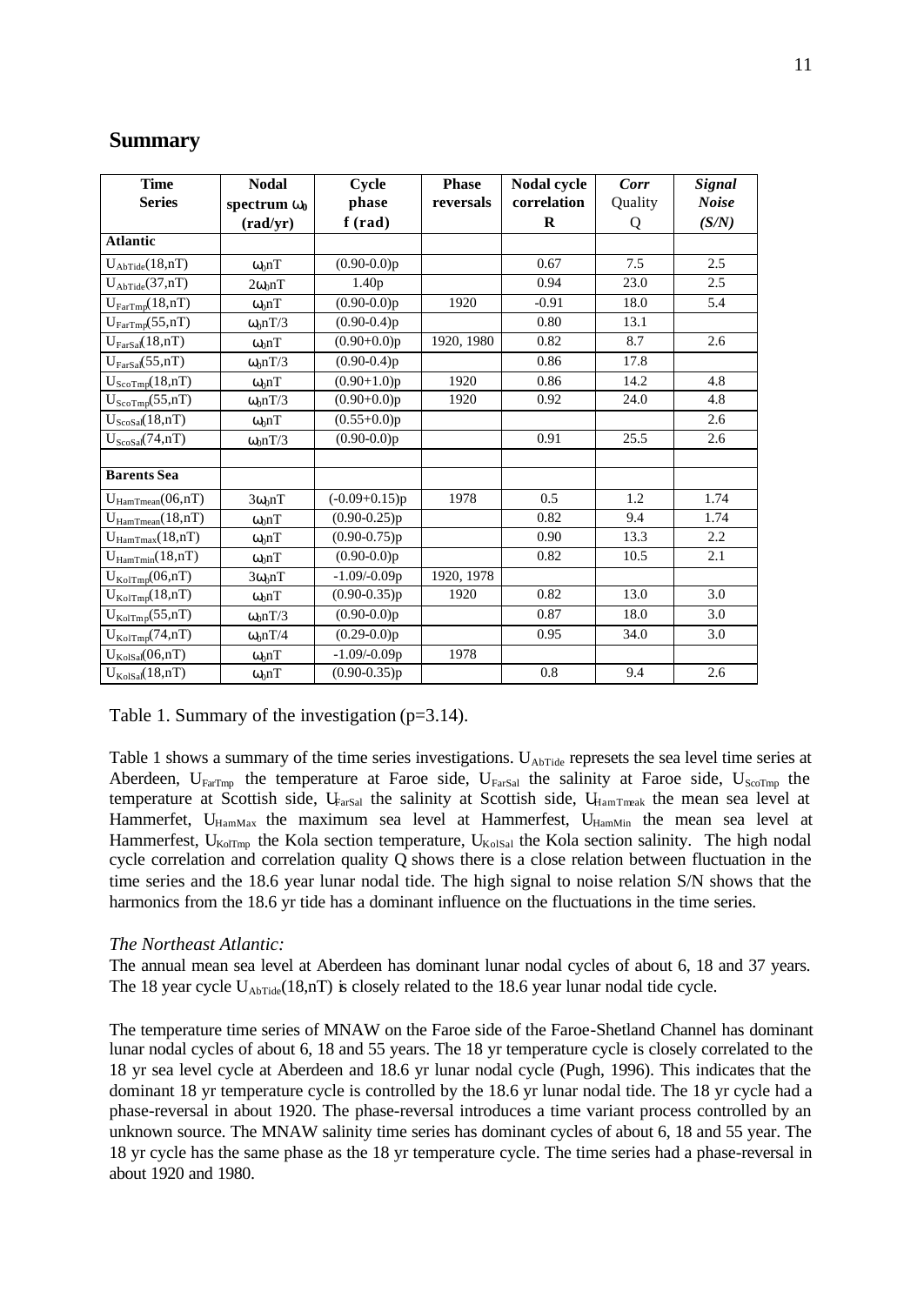## Summary

| Time Series | Nodal spectrum $\omega_0$ (rad/yr) | Cycle phase f (rad) | Phase reversals | Nodal cycle correlation R | *Corr* Quality Q | *Signal Noise (S/N)* |
|---|---|---|---|---|---|---|
| **Atlantic** | | | | | | |
| $U_{AbTide}(18,nT)$ | $\omega_0 nT$ | (0.90-0.0)p | | 0.67 | 7.5 | 2.5 |
| $U_{AbTide}(37,nT)$ | $2\omega_0 nT$ | 1.40p | | 0.94 | 23.0 | 2.5 |
| $U_{FarTmp}(18,nT)$ | $\omega_0 nT$ | (0.90-0.0)p | 1920 | -0.91 | 18.0 | 5.4 |
| $U_{FarTmp}(55,nT)$ | $\omega_0 nT/3$ | (0.90-0.4)p | | 0.80 | 13.1 | |
| $U_{FarSal}(18,nT)$ | $\omega_0 nT$ | (0.90+0.0)p | 1920, 1980 | 0.82 | 8.7 | 2.6 |
| $U_{FarSal}(55,nT)$ | $\omega_0 nT/3$ | (0.90-0.4)p | | 0.86 | 17.8 | |
| $U_{ScoTmp}(18,nT)$ | $\omega_0 nT$ | (0.90+1.0)p | 1920 | 0.86 | 14.2 | 4.8 |
| $U_{ScoTmp}(55,nT)$ | $\omega_0 nT/3$ | (0.90+0.0)p | 1920 | 0.92 | 24.0 | 4.8 |
| $U_{ScoSal}(18,nT)$ | $\omega_0 nT$ | (0.55+0.0)p | | | | 2.6 |
| $U_{ScoSal}(74,nT)$ | $\omega_0 nT/3$ | (0.90-0.0)p | | 0.91 | 25.5 | 2.6 |
| | | | | | | |
| **Barents Sea** | | | | | | |
| $U_{HamTmean}(06,nT)$ | $3\omega_0 nT$ | (-0.09+0.15)p | 1978 | 0.5 | 1.2 | 1.74 |
| $U_{HamTmean}(18,nT)$ | $\omega_0 nT$ | (0.90-0.25)p | | 0.82 | 9.4 | 1.74 |
| $U_{HamTmax}(18,nT)$ | $\omega_0 nT$ | (0.90-0.75)p | | 0.90 | 13.3 | 2.2 |
| $U_{HamTmin}(18,nT)$ | $\omega_0 nT$ | (0.90-0.0)p | | 0.82 | 10.5 | 2.1 |
| $U_{KolTmp}(06,nT)$ | $3\omega_0 nT$ | -1.09/-0.09p | 1920, 1978 | | | |
| $U_{KolTmp}(18,nT)$ | $\omega_0 nT$ | (0.90-0.35)p | 1920 | 0.82 | 13.0 | 3.0 |
| $U_{KolTmp}(55,nT)$ | $\omega_0 nT/3$ | (0.90-0.0)p | | 0.87 | 18.0 | 3.0 |
| $U_{KolTmp}(74,nT)$ | $\omega_0 nT/4$ | (0.29-0.0)p | | 0.95 | 34.0 | 3.0 |
| $U_{KolSal}(06,nT)$ | $\omega_0 nT$ | -1.09/-0.09p | 1978 | | | |
| $U_{KolSal}(18,nT)$ | $\omega_0 nT$ | (0.90-0.35)p | | 0.8 | 9.4 | 2.6 |

Table 1. Summary of the investigation (p=3.14).

Table 1 shows a summary of the time series investigations. $U_{AbTide}$ represets the sea level time series at Aberdeen, $U_{FarTmp}$ the temperature at Faroe side, $U_{FarSal}$ the salinity at Faroe side, $U_{ScoTmp}$ the temperature at Scottish side, $U_{FarSal}$ the salinity at Scottish side, $U_{HamTmeak}$ the mean sea level at Hammerfet, $U_{HamMax}$ the maximum sea level at Hammerfest, $U_{HamMin}$ the mean sea level at Hammerfest, $U_{KolTmp}$ the Kola section temperature, $U_{KolSal}$ the Kola section salinity. The high nodal cycle correlation and correlation quality Q shows there is a close relation between fluctuation in the time series and the 18.6 year lunar nodal tide. The high signal to noise relation S/N shows that the harmonics from the 18.6 yr tide has a dominant influence on the fluctuations in the time series.

*The Northeast Atlantic:*

The annual mean sea level at Aberdeen has dominant lunar nodal cycles of about 6, 18 and 37 years. The 18 year cycle $U_{AbTide}(18,nT)$ is closely related to the 18.6 year lunar nodal tide cycle.

The temperature time series of MNAW on the Faroe side of the Faroe-Shetland Channel has dominant lunar nodal cycles of about 6, 18 and 55 years. The 18 yr temperature cycle is closely correlated to the 18 yr sea level cycle at Aberdeen and 18.6 yr lunar nodal cycle (Pugh, 1996). This indicates that the dominant 18 yr temperature cycle is controlled by the 18.6 yr lunar nodal tide. The 18 yr cycle had a phase-reversal in about 1920. The phase-reversal introduces a time variant process controlled by an unknown source. The MNAW salinity time series has dominant cycles of about 6, 18 and 55 year. The 18 yr cycle has the same phase as the 18 yr temperature cycle. The time series had a phase-reversal in about 1920 and 1980.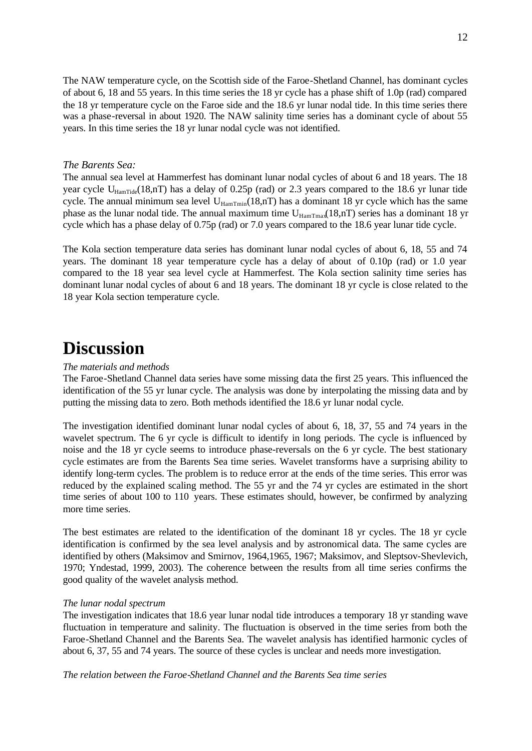The NAW temperature cycle, on the Scottish side of the Faroe-Shetland Channel, has dominant cycles of about 6, 18 and 55 years. In this time series the 18 yr cycle has a phase shift of 1.0p (rad) compared the 18 yr temperature cycle on the Faroe side and the 18.6 yr lunar nodal tide. In this time series there was a phase-reversal in about 1920. The NAW salinity time series has a dominant cycle of about 55 years. In this time series the 18 yr lunar nodal cycle was not identified.

*The Barents Sea:*

The annual sea level at Hammerfest has dominant lunar nodal cycles of about 6 and 18 years. The 18 year cycle $U_{HamTide}(18,nT)$ has a delay of 0.25p (rad) or 2.3 years compared to the 18.6 yr lunar tide cycle. The annual minimum sea level $U_{HamTmin}(18,nT)$ has a dominant 18 yr cycle which has the same phase as the lunar nodal tide. The annual maximum time $U_{HamTmax}(18,nT)$ series has a dominant 18 yr cycle which has a phase delay of 0.75p (rad) or 7.0 years compared to the 18.6 year lunar tide cycle.

The Kola section temperature data series has dominant lunar nodal cycles of about 6, 18, 55 and 74 years. The dominant 18 year temperature cycle has a delay of about of 0.10p (rad) or 1.0 year compared to the 18 year sea level cycle at Hammerfest. The Kola section salinity time series has dominant lunar nodal cycles of about 6 and 18 years. The dominant 18 yr cycle is close related to the 18 year Kola section temperature cycle.

# Discussion

*The materials and methods*

The Faroe-Shetland Channel data series have some missing data the first 25 years. This influenced the identification of the 55 yr lunar cycle. The analysis was done by interpolating the missing data and by putting the missing data to zero. Both methods identified the 18.6 yr lunar nodal cycle.

The investigation identified dominant lunar nodal cycles of about 6, 18, 37, 55 and 74 years in the wavelet spectrum. The 6 yr cycle is difficult to identify in long periods. The cycle is influenced by noise and the 18 yr cycle seems to introduce phase-reversals on the 6 yr cycle. The best stationary cycle estimates are from the Barents Sea time series. Wavelet transforms have a surprising ability to identify long-term cycles. The problem is to reduce error at the ends of the time series. This error was reduced by the explained scaling method. The 55 yr and the 74 yr cycles are estimated in the short time series of about 100 to 110 years. These estimates should, however, be confirmed by analyzing more time series.

The best estimates are related to the identification of the dominant 18 yr cycles. The 18 yr cycle identification is confirmed by the sea level analysis and by astronomical data. The same cycles are identified by others (Maksimov and Smirnov, 1964,1965, 1967; Maksimov, and Sleptsov-Shevlevich, 1970; Yndestad, 1999, 2003). The coherence between the results from all time series confirms the good quality of the wavelet analysis method.

*The lunar nodal spectrum*

The investigation indicates that 18.6 year lunar nodal tide introduces a temporary 18 yr standing wave fluctuation in temperature and salinity. The fluctuation is observed in the time series from both the Faroe-Shetland Channel and the Barents Sea. The wavelet analysis has identified harmonic cycles of about 6, 37, 55 and 74 years. The source of these cycles is unclear and needs more investigation.

*The relation between the Faroe-Shetland Channel and the Barents Sea time series*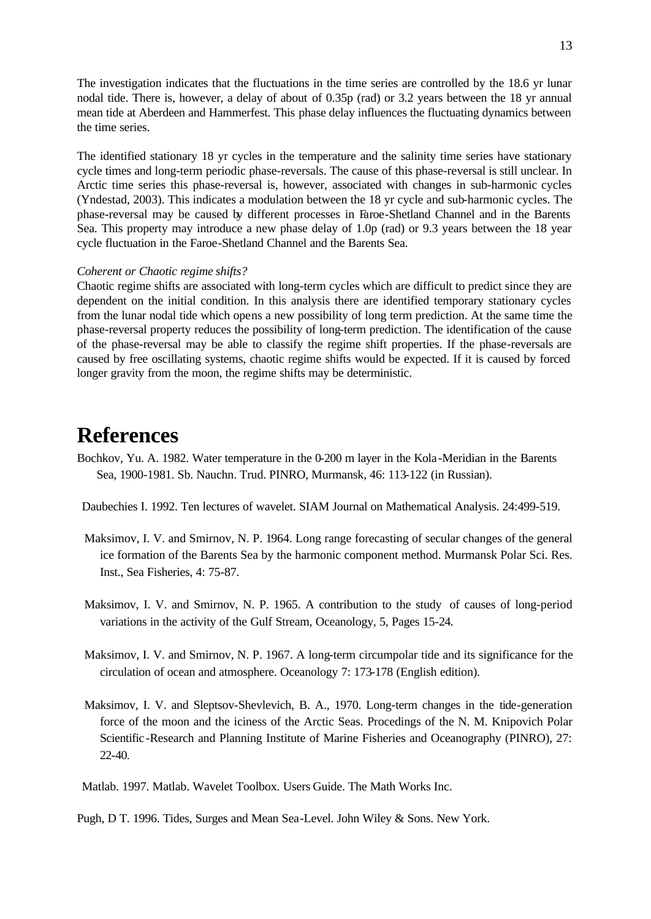The investigation indicates that the fluctuations in the time series are controlled by the 18.6 yr lunar nodal tide. There is, however, a delay of about of 0.35p (rad) or 3.2 years between the 18 yr annual mean tide at Aberdeen and Hammerfest. This phase delay influences the fluctuating dynamics between the time series.

The identified stationary 18 yr cycles in the temperature and the salinity time series have stationary cycle times and long-term periodic phase-reversals. The cause of this phase-reversal is still unclear. In Arctic time series this phase-reversal is, however, associated with changes in sub-harmonic cycles (Yndestad, 2003). This indicates a modulation between the 18 yr cycle and sub-harmonic cycles. The phase-reversal may be caused by different processes in Faroe-Shetland Channel and in the Barents Sea. This property may introduce a new phase delay of 1.0p (rad) or 9.3 years between the 18 year cycle fluctuation in the Faroe-Shetland Channel and the Barents Sea.

*Coherent or Chaotic regime shifts?*

Chaotic regime shifts are associated with long-term cycles which are difficult to predict since they are dependent on the initial condition. In this analysis there are identified temporary stationary cycles from the lunar nodal tide which opens a new possibility of long term prediction. At the same time the phase-reversal property reduces the possibility of long-term prediction. The identification of the cause of the phase-reversal may be able to classify the regime shift properties. If the phase-reversals are caused by free oscillating systems, chaotic regime shifts would be expected. If it is caused by forced longer gravity from the moon, the regime shifts may be deterministic.

# References

Bochkov, Yu. A. 1982. Water temperature in the 0-200 m layer in the Kola-Meridian in the Barents Sea, 1900-1981. Sb. Nauchn. Trud. PINRO, Murmansk, 46: 113-122 (in Russian).

Daubechies I. 1992. Ten lectures of wavelet. SIAM Journal on Mathematical Analysis. 24:499-519.

Maksimov, I. V. and Smirnov, N. P. 1964. Long range forecasting of secular changes of the general ice formation of the Barents Sea by the harmonic component method. Murmansk Polar Sci. Res. Inst., Sea Fisheries, 4: 75-87.

Maksimov, I. V. and Smirnov, N. P. 1965. A contribution to the study of causes of long-period variations in the activity of the Gulf Stream, Oceanology, 5, Pages 15-24.

Maksimov, I. V. and Smirnov, N. P. 1967. A long-term circumpolar tide and its significance for the circulation of ocean and atmosphere. Oceanology 7: 173-178 (English edition).

Maksimov, I. V. and Sleptsov-Shevlevich, B. A., 1970. Long-term changes in the tide-generation force of the moon and the iciness of the Arctic Seas. Procedings of the N. M. Knipovich Polar Scientific-Research and Planning Institute of Marine Fisheries and Oceanography (PINRO), 27: 22-40.

Matlab. 1997. Matlab. Wavelet Toolbox. Users Guide. The Math Works Inc.

Pugh, D T. 1996. Tides, Surges and Mean Sea-Level. John Wiley & Sons. New York.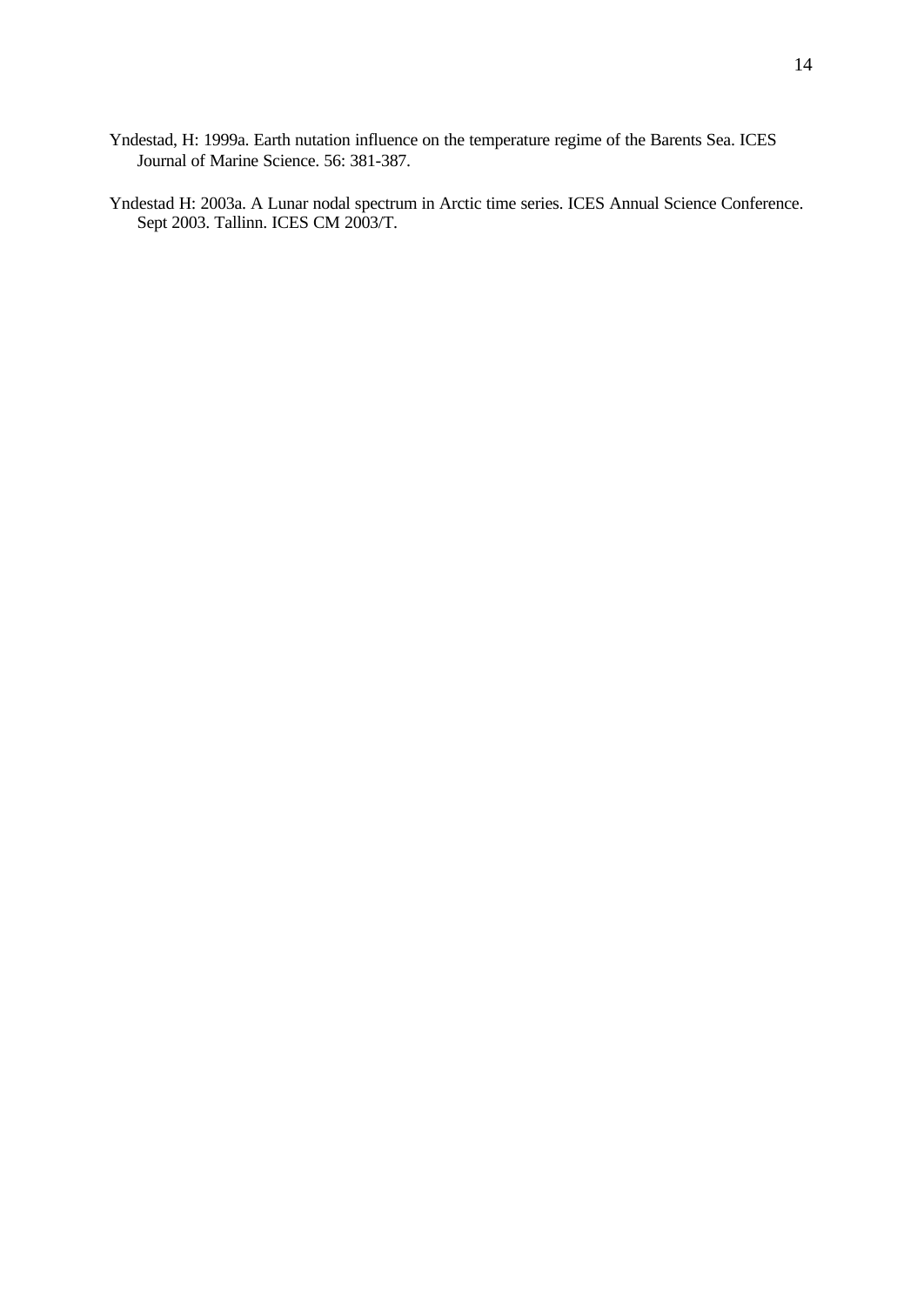Yndestad, H: 1999a. Earth nutation influence on the temperature regime of the Barents Sea. ICES Journal of Marine Science. 56: 381-387.

Yndestad H: 2003a. A Lunar nodal spectrum in Arctic time series. ICES Annual Science Conference. Sept 2003. Tallinn. ICES CM 2003/T.